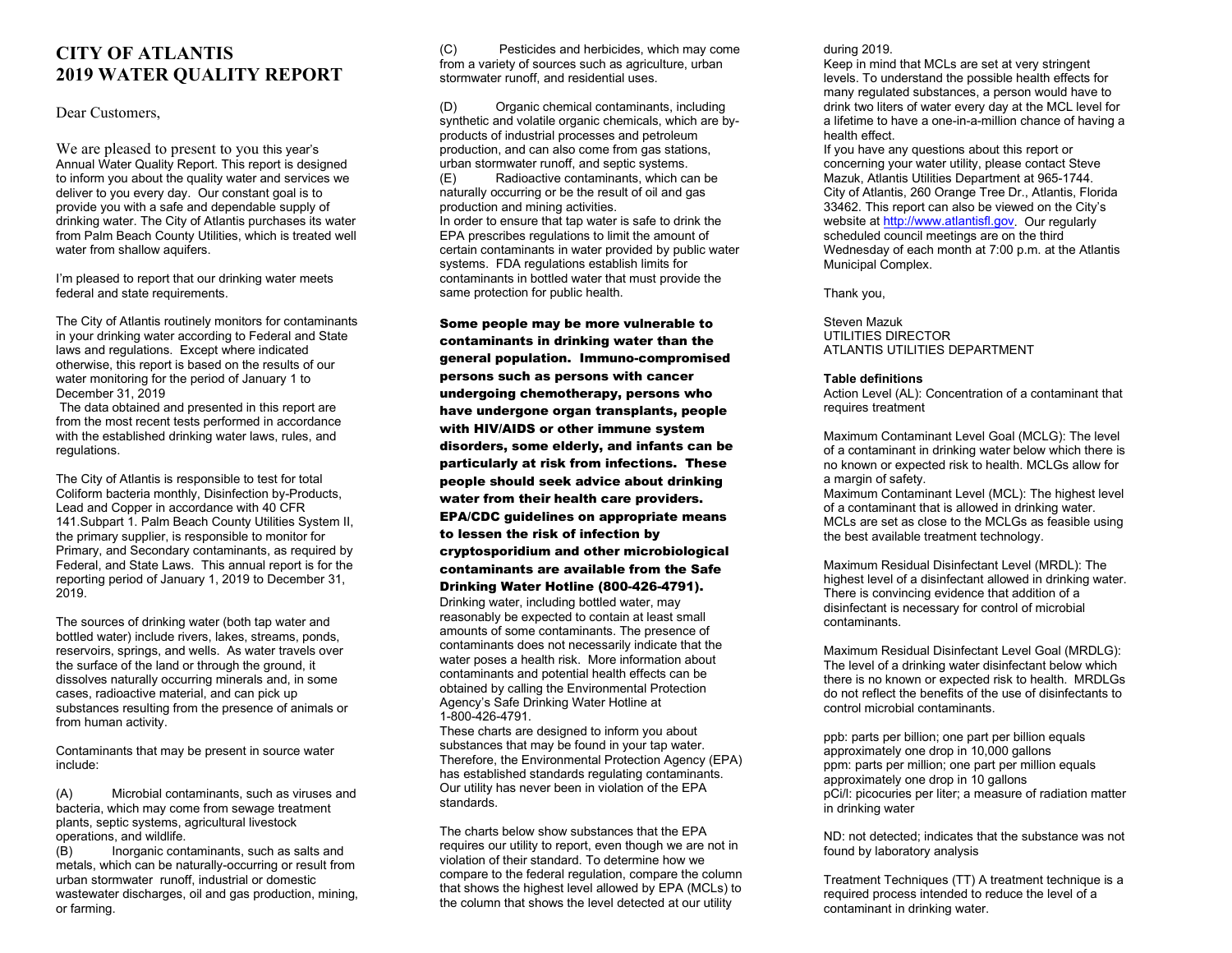# CITY OF ATLANTIS
# 2019 WATER QUALITY REPORT

Dear Customers,

We are pleased to present to you this year's Annual Water Quality Report. This report is designed to inform you about the quality water and services we deliver to you every day. Our constant goal is to provide you with a safe and dependable supply of drinking water. The City of Atlantis purchases its water from Palm Beach County Utilities, which is treated well water from shallow aquifers.

I'm pleased to report that our drinking water meets federal and state requirements.

The City of Atlantis routinely monitors for contaminants in your drinking water according to Federal and State laws and regulations. Except where indicated otherwise, this report is based on the results of our water monitoring for the period of January 1 to December 31, 2019

The data obtained and presented in this report are from the most recent tests performed in accordance with the established drinking water laws, rules, and regulations.

The City of Atlantis is responsible to test for total Coliform bacteria monthly, Disinfection by-Products, Lead and Copper in accordance with 40 CFR 141.Subpart 1. Palm Beach County Utilities System II, the primary supplier, is responsible to monitor for Primary, and Secondary contaminants, as required by Federal, and State Laws. This annual report is for the reporting period of January 1, 2019 to December 31, 2019.

The sources of drinking water (both tap water and bottled water) include rivers, lakes, streams, ponds, reservoirs, springs, and wells. As water travels over the surface of the land or through the ground, it dissolves naturally occurring minerals and, in some cases, radioactive material, and can pick up substances resulting from the presence of animals or from human activity.

Contaminants that may be present in source water include:

(A) Microbial contaminants, such as viruses and bacteria, which may come from sewage treatment plants, septic systems, agricultural livestock operations, and wildlife.
(B) Inorganic contaminants, such as salts and metals, which can be naturally-occurring or result from urban stormwater runoff, industrial or domestic wastewater discharges, oil and gas production, mining, or farming.

(C) Pesticides and herbicides, which may come from a variety of sources such as agriculture, urban stormwater runoff, and residential uses.

(D) Organic chemical contaminants, including synthetic and volatile organic chemicals, which are by-products of industrial processes and petroleum production, and can also come from gas stations, urban stormwater runoff, and septic systems.
(E) Radioactive contaminants, which can be naturally occurring or be the result of oil and gas production and mining activities.
In order to ensure that tap water is safe to drink the EPA prescribes regulations to limit the amount of certain contaminants in water provided by public water systems. FDA regulations establish limits for contaminants in bottled water that must provide the same protection for public health.

**Some people may be more vulnerable to contaminants in drinking water than the general population. Immuno-compromised persons such as persons with cancer undergoing chemotherapy, persons who have undergone organ transplants, people with HIV/AIDS or other immune system disorders, some elderly, and infants can be particularly at risk from infections. These people should seek advice about drinking water from their health care providers. EPA/CDC guidelines on appropriate means to lessen the risk of infection by cryptosporidium and other microbiological contaminants are available from the Safe Drinking Water Hotline (800-426-4791).**

Drinking water, including bottled water, may reasonably be expected to contain at least small amounts of some contaminants. The presence of contaminants does not necessarily indicate that the water poses a health risk. More information about contaminants and potential health effects can be obtained by calling the Environmental Protection Agency's Safe Drinking Water Hotline at 1-800-426-4791.

These charts are designed to inform you about substances that may be found in your tap water. Therefore, the Environmental Protection Agency (EPA) has established standards regulating contaminants. Our utility has never been in violation of the EPA standards.

The charts below show substances that the EPA requires our utility to report, even though we are not in violation of their standard. To determine how we compare to the federal regulation, compare the column that shows the highest level allowed by EPA (MCLs) to the column that shows the level detected at our utility during 2019.

Keep in mind that MCLs are set at very stringent levels. To understand the possible health effects for many regulated substances, a person would have to drink two liters of water every day at the MCL level for a lifetime to have a one-in-a-million chance of having a health effect.

If you have any questions about this report or concerning your water utility, please contact Steve Mazuk, Atlantis Utilities Department at 965-1744. City of Atlantis, 260 Orange Tree Dr., Atlantis, Florida 33462. This report can also be viewed on the City's website at http://www.atlantisfl.gov. Our regularly scheduled council meetings are on the third Wednesday of each month at 7:00 p.m. at the Atlantis Municipal Complex.

Thank you,

Steven Mazuk
UTILITIES DIRECTOR
ATLANTIS UTILITIES DEPARTMENT

**Table definitions**

Action Level (AL): Concentration of a contaminant that requires treatment

Maximum Contaminant Level Goal (MCLG): The level of a contaminant in drinking water below which there is no known or expected risk to health. MCLGs allow for a margin of safety.

Maximum Contaminant Level (MCL): The highest level of a contaminant that is allowed in drinking water. MCLs are set as close to the MCLGs as feasible using the best available treatment technology.

Maximum Residual Disinfectant Level (MRDL): The highest level of a disinfectant allowed in drinking water. There is convincing evidence that addition of a disinfectant is necessary for control of microbial contaminants.

Maximum Residual Disinfectant Level Goal (MRDLG): The level of a drinking water disinfectant below which there is no known or expected risk to health. MRDLGs do not reflect the benefits of the use of disinfectants to control microbial contaminants.

ppb: parts per billion; one part per billion equals approximately one drop in 10,000 gallons
ppm: parts per million; one part per million equals approximately one drop in 10 gallons
pCi/l: picocuries per liter; a measure of radiation matter in drinking water

ND: not detected; indicates that the substance was not found by laboratory analysis

Treatment Techniques (TT) A treatment technique is a required process intended to reduce the level of a contaminant in drinking water.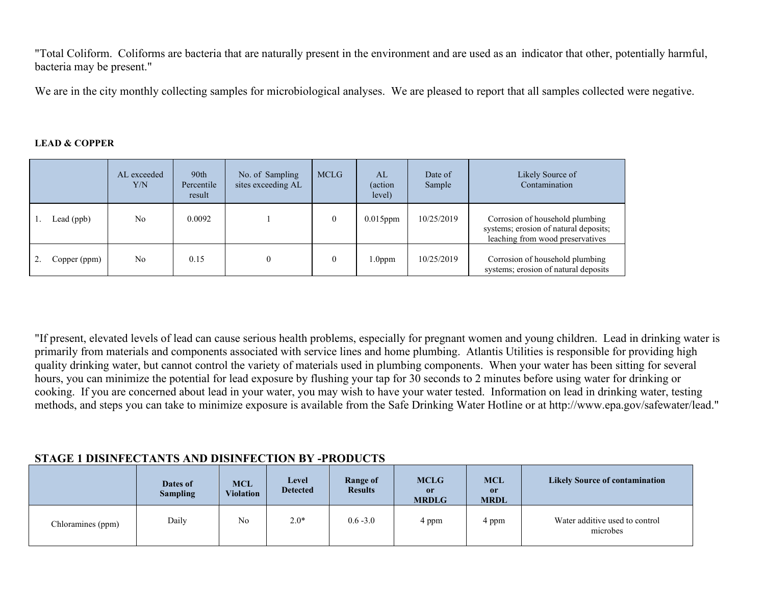"Total Coliform. Coliforms are bacteria that are naturally present in the environment and are used as an indicator that other, potentially harmful, bacteria may be present."

We are in the city monthly collecting samples for microbiological analyses. We are pleased to report that all samples collected were negative.

**LEAD & COPPER**

| | AL exceeded Y/N | 90th Percentile result | No. of Sampling sites exceeding AL | MCLG | AL (action level) | Date of Sample | Likely Source of Contamination |
|---|---|---|---|---|---|---|---|
| 1. Lead (ppb) | No | 0.0092 | 1 | 0 | 0.015ppm | 10/25/2019 | Corrosion of household plumbing systems; erosion of natural deposits; leaching from wood preservatives |
| 2. Copper (ppm) | No | 0.15 | 0 | 0 | 1.0ppm | 10/25/2019 | Corrosion of household plumbing systems; erosion of natural deposits |

"If present, elevated levels of lead can cause serious health problems, especially for pregnant women and young children. Lead in drinking water is primarily from materials and components associated with service lines and home plumbing. Atlantis Utilities is responsible for providing high quality drinking water, but cannot control the variety of materials used in plumbing components. When your water has been sitting for several hours, you can minimize the potential for lead exposure by flushing your tap for 30 seconds to 2 minutes before using water for drinking or cooking. If you are concerned about lead in your water, you may wish to have your water tested. Information on lead in drinking water, testing methods, and steps you can take to minimize exposure is available from the Safe Drinking Water Hotline or at http://www.epa.gov/safewater/lead."

**STAGE 1 DISINFECTANTS AND DISINFECTION BY -PRODUCTS**

| | Dates of Sampling | MCL Violation | Level Detected | Range of Results | MCLG or MRDLG | MCL or MRDL | Likely Source of contamination |
|---|---|---|---|---|---|---|---|
| Chloramines (ppm) | Daily | No | 2.0* | 0.6 -3.0 | 4 ppm | 4 ppm | Water additive used to control microbes |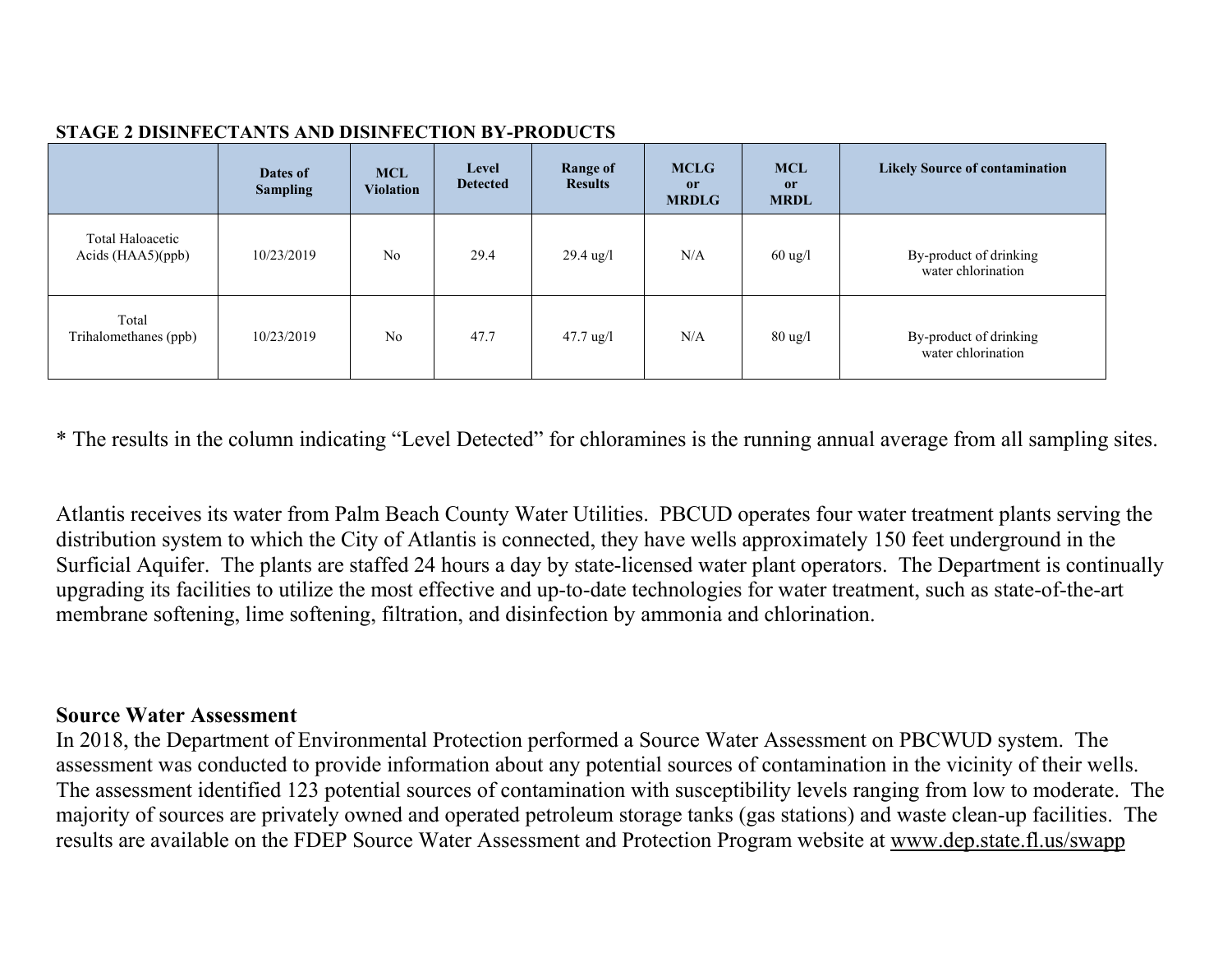**STAGE 2 DISINFECTANTS AND DISINFECTION BY-PRODUCTS**

| | Dates of Sampling | MCL Violation | Level Detected | Range of Results | MCLG or MRDLG | MCL or MRDL | Likely Source of contamination |
|---|---|---|---|---|---|---|---|
| Total Haloacetic Acids (HAA5)(ppb) | 10/23/2019 | No | 29.4 | 29.4 ug/l | N/A | 60 ug/l | By-product of drinking water chlorination |
| Total Trihalomethanes (ppb) | 10/23/2019 | No | 47.7 | 47.7 ug/l | N/A | 80 ug/l | By-product of drinking water chlorination |

* The results in the column indicating "Level Detected" for chloramines is the running annual average from all sampling sites.

Atlantis receives its water from Palm Beach County Water Utilities. PBCUD operates four water treatment plants serving the distribution system to which the City of Atlantis is connected, they have wells approximately 150 feet underground in the Surficial Aquifer. The plants are staffed 24 hours a day by state-licensed water plant operators. The Department is continually upgrading its facilities to utilize the most effective and up-to-date technologies for water treatment, such as state-of-the-art membrane softening, lime softening, filtration, and disinfection by ammonia and chlorination.

**Source Water Assessment**

In 2018, the Department of Environmental Protection performed a Source Water Assessment on PBCWUD system. The assessment was conducted to provide information about any potential sources of contamination in the vicinity of their wells. The assessment identified 123 potential sources of contamination with susceptibility levels ranging from low to moderate. The majority of sources are privately owned and operated petroleum storage tanks (gas stations) and waste clean-up facilities. The results are available on the FDEP Source Water Assessment and Protection Program website at www.dep.state.fl.us/swapp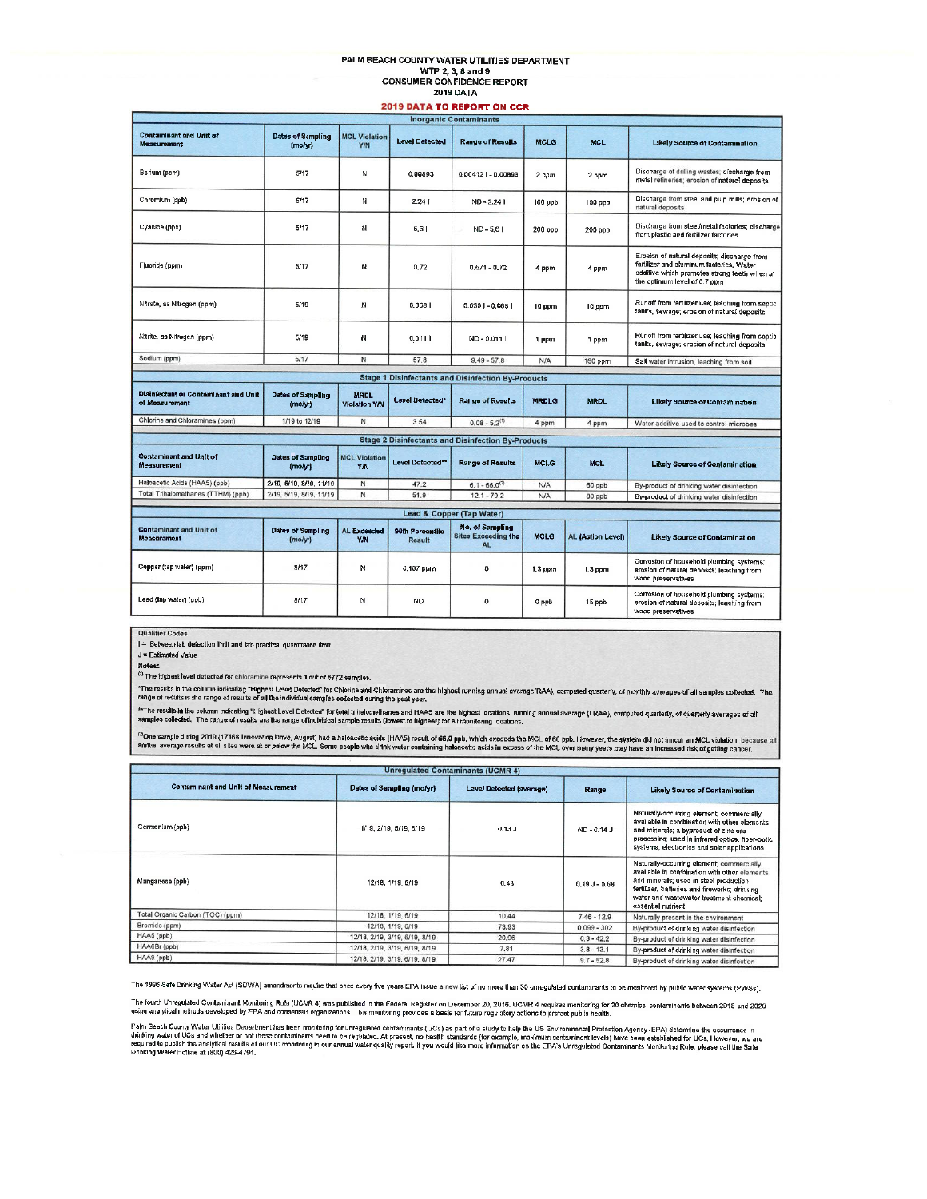# PALM BEACH COUNTY WATER UTILITIES DEPARTMENT
## WTP 2, 3, 8 and 9
## CONSUMER CONFIDENCE REPORT
## 2019 DATA

**2019 DATA TO REPORT ON CCR**

**Inorganic Contaminants**

| Contaminant and Unit of Measurement | Dates of Sampling (mo/yr) | MCL Violation Y/N | Level Detected | Range of Results | MCLG | MCL | Likely Source of Contamination |
|---|---|---|---|---|---|---|---|
| Barium (ppm) | 5/17 | N | 0.00893 | 0.00412 I - 0.00893 | 2 ppm | 2 ppm | Discharge of drilling wastes; discharge from metal refineries; erosion of natural deposits |
| Chromium (ppb) | 5/17 | N | 2.24 I | ND - 2.24 I | 100 ppb | 100 ppb | Discharge from steel and pulp mills; erosion of natural deposits |
| Cyanide (ppb) | 5/17 | N | 5.6 I | ND - 5.6 I | 200 ppb | 200 ppb | Discharge from steel/metal factories; discharge from plastic and fertilizer factories |
| Fluoride (ppm) | 5/17 | N | 0.72 | 0.671 - 0.72 | 4 ppm | 4 ppm | Erosion of natural deposits; discharge from fertilizer and aluminum factories. Water additive which promotes strong teeth when at the optimum level of 0.7 ppm |
| Nitrate, as Nitrogen (ppm) | 5/19 | N | 0.068 I | 0.030 I - 0.068 I | 10 ppm | 10 ppm | Runoff from fertilizer use; leaching from septic tanks, sewage; erosion of natural deposits |
| Nitrite, as Nitrogen (ppm) | 5/19 | N | 0.011 I | ND - 0.011 I | 1 ppm | 1 ppm | Runoff from fertilizer use; leaching from septic tanks, sewage; erosion of natural deposits |
| Sodium (ppm) | 5/17 | N | 57.8 | 9.49 - 57.8 | N/A | 160 ppm | Salt water intrusion, leaching from soil |

**Stage 1 Disinfectants and Disinfection By-Products**

| Disinfectant or Contaminant and Unit of Measurement | Dates of Sampling (mo/yr) | MRDL Violation Y/N | Level Detected* | Range of Results | MRDLG | MRDL | Likely Source of Contamination |
|---|---|---|---|---|---|---|---|
| Chlorine and Chloramines (ppm) | 1/19 to 12/19 | N | 3.54 | 0.08 - 5.2[1] | 4 ppm | 4 ppm | Water additive used to control microbes |

**Stage 2 Disinfectants and Disinfection By-Products**

| Contaminant and Unit of Measurement | Dates of Sampling (mo/yr) | MCL Violation Y/N | Level Detected** | Range of Results | MCLG | MCL | Likely Source of Contamination |
|---|---|---|---|---|---|---|---|
| Haloacetic Acids (HAA5) (ppb) | 2/19, 5/19, 8/19, 11/19 | N | 47.2 | 6.1 - 66.0[2] | N/A | 60 ppb | By-product of drinking water disinfection |
| Total Trihalomethanes (TTHM) (ppb) | 2/19, 5/19, 8/19, 11/19 | N | 51.9 | 12.1 - 70.2 | N/A | 80 ppb | By-product of drinking water disinfection |

**Lead & Copper (Tap Water)**

| Contaminant and Unit of Measurement | Dates of Sampling (mo/yr) | AL Exceeded Y/N | 90th Percentile Result | No. of Sampling Sites Exceeding the AL | MCLG | AL (Action Level) | Likely Source of Contamination |
|---|---|---|---|---|---|---|---|
| Copper (tap water) (ppm) | 8/17 | N | 0.187 ppm | 0 | 1.3 ppm | 1.3 ppm | Corrosion of household plumbing systems; erosion of natural deposits; leaching from wood preservatives |
| Lead (tap water) (ppb) | 8/17 | N | ND | 0 | 0 ppb | 15 ppb | Corrosion of household plumbing systems; erosion of natural deposits; leaching from wood preservatives |

**Qualifier Codes**

I = Between lab detection limit and lab practical quantitation limit

J = Estimated Value

**Notes:**

[1] The highest level detected for chloramine represents 1 out of 6772 samples.

*The results in the column indicating "Highest Level Detected" for Chlorine and Chloramines are the highest running annual average(RAA), computed quarterly, of monthly averages of all samples collected. The range of results is the range of results of all the individual samples collected during the past year.

**The results in the column indicating "Highest Level Detected" for total trihalomethanes and HAA5 are the highest locational running annual average (LRAA), computed quarterly, of quarterly averages of all samples collected. The range of results are the range of individual sample results (lowest to highest) for all monitoring locations.

[2] One sample during 2019 (17168 Innovation Drive, August) had a haloacetic acids (HAA5) result of 66.0 ppb, which exceeds the MCL of 60 ppb. However, the system did not incur an MCL violation, because all annual average results at all sites were at or below the MCL. Some people who drink water containing haloacetic acids in excess of the MCL over many years may have an increased risk of getting cancer.

**Unregulated Contaminants (UCMR 4)**

| Contaminant and Unit of Measurement | Dates of Sampling (mo/yr) | Level Detected (average) | Range | Likely Source of Contamination |
|---|---|---|---|---|
| Germanium (ppb) | 1/19, 2/19, 5/19, 6/19 | 0.13 J | ND - 0.14 J | Naturally-occurring element; commercially available in combination with other elements and minerals; a byproduct of zinc ore processing; used in infrared optics, fiber-optic systems, electronics and solar applications |
| Manganese (ppb) | 12/18, 1/19, 6/19 | 0.43 | 0.19 J - 0.68 | Naturally-occurring element; commercially available in combination with other elements and minerals; used in steel production, fertilizer, batteries and fireworks; drinking water and wastewater treatment chemical; essential nutrient |
| Total Organic Carbon (TOC) (ppm) | 12/18, 1/19, 6/19 | 10.44 | 7.46 - 12.9 | Naturally present in the environment |
| Bromide (ppm) | 12/18, 1/19, 6/19 | 73.93 | 0.099 - 302 | By-product of drinking water disinfection |
| HAA5 (ppb) | 12/18, 2/19, 3/19, 6/19, 8/19 | 20.96 | 6.3 - 42.2 | By-product of drinking water disinfection |
| HAA6Br (ppb) | 12/18, 2/19, 3/19, 6/19, 8/19 | 7.81 | 3.8 - 13.1 | By-product of drinking water disinfection |
| HAA9 (ppb) | 12/18, 2/19, 3/19, 6/19, 8/19 | 27.47 | 9.7 - 52.8 | By-product of drinking water disinfection |

The 1996 Safe Drinking Water Act (SDWA) amendments require that once every five years EPA issue a new list of no more than 30 unregulated contaminants to be monitored by public water systems (PWSs).

The fourth Unregulated Contaminant Monitoring Rule (UCMR 4) was published in the Federal Register on December 20, 2016. UCMR 4 requires monitoring for 30 chemical contaminants between 2018 and 2020 using analytical methods developed by EPA and consensus organizations. This monitoring provides a basis for future regulatory actions to protect public health.

Palm Beach County Water Utilities Department has been monitoring for unregulated contaminants (UCs) as part of a study to help the US Environmental Protection Agency (EPA) determine the occurrence in drinking water of UCs and whether or not these contaminants need to be regulated. At present, no health standards (for example, maximum contaminant levels) have been established for UCs. However, we are required to publish the analytical results of our UC monitoring in our annual water quality report. If you would like more information on the EPA's Unregulated Contaminants Monitoring Rule, please call the Safe Drinking Water Hotline at (800) 426-4791.